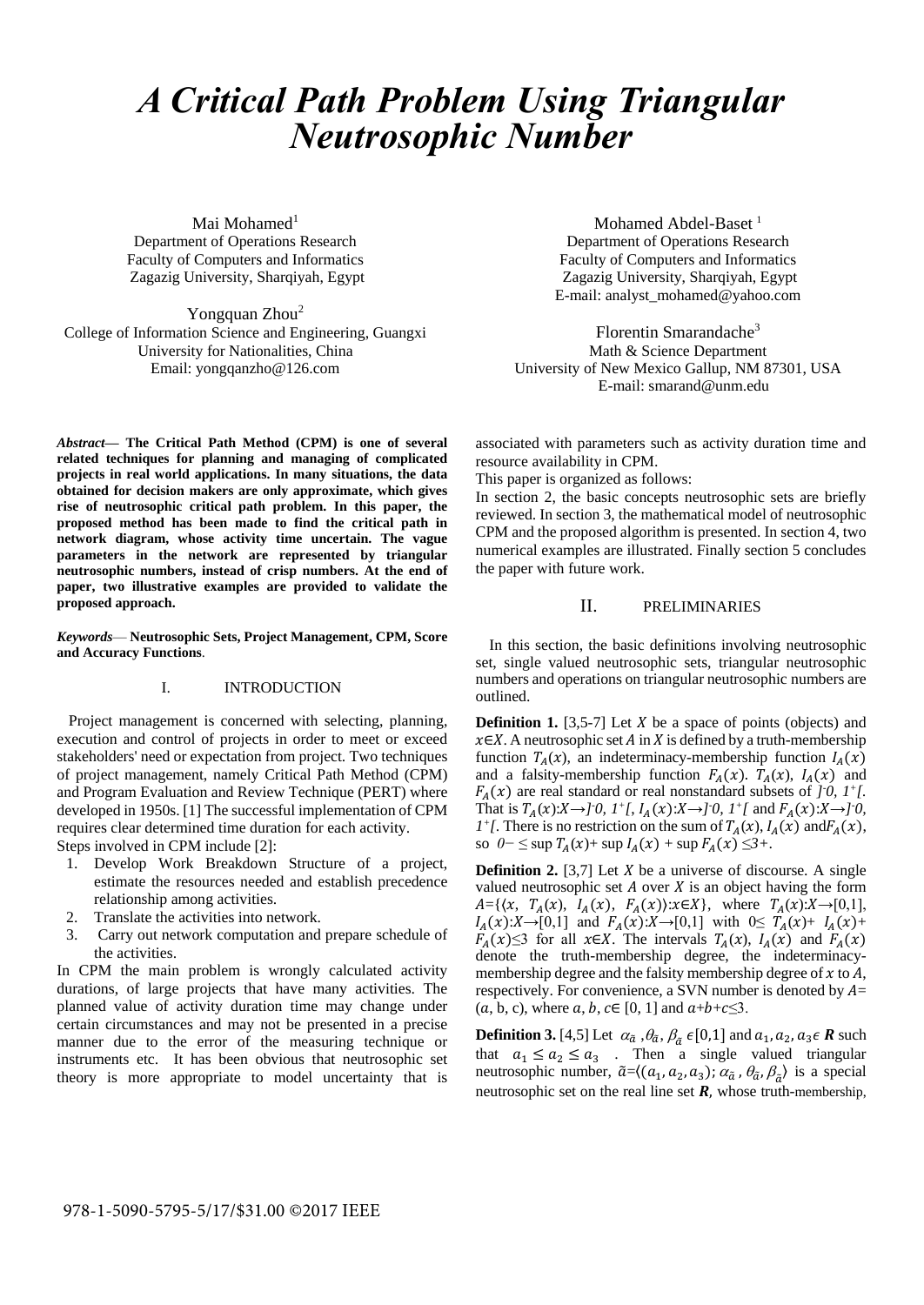# A Critical Path Problem Using Triangular Neutrosophic Number

Mai Mohamed[1]
Department of Operations Research
Faculty of Computers and Informatics
Zagazig University, Sharqiyah, Egypt

Mohamed Abdel-Baset [1]
Department of Operations Research
Faculty of Computers and Informatics
Zagazig University, Sharqiyah, Egypt
E-mail: analyst_mohamed@yahoo.com

Yongquan Zhou[2]
College of Information Science and Engineering, Guangxi University for Nationalities, China
Email: yongqanzho@126.com

Florentin Smarandache[3]
Math & Science Department
University of New Mexico Gallup, NM 87301, USA
E-mail: smarand@unm.edu

***Abstract*— The Critical Path Method (CPM) is one of several related techniques for planning and managing of complicated projects in real world applications. In many situations, the data obtained for decision makers are only approximate, which gives rise of neutrosophic critical path problem. In this paper, the proposed method has been made to find the critical path in network diagram, whose activity time uncertain. The vague parameters in the network are represented by triangular neutrosophic numbers, instead of crisp numbers. At the end of paper, two illustrative examples are provided to validate the proposed approach.**

***Keywords*— Neutrosophic Sets, Project Management, CPM, Score and Accuracy Functions**.

## I. INTRODUCTION

Project management is concerned with selecting, planning, execution and control of projects in order to meet or exceed stakeholders' need or expectation from project. Two techniques of project management, namely Critical Path Method (CPM) and Program Evaluation and Review Technique (PERT) where developed in 1950s. [1] The successful implementation of CPM requires clear determined time duration for each activity.

Steps involved in CPM include [2]:

1. Develop Work Breakdown Structure of a project, estimate the resources needed and establish precedence relationship among activities.
2. Translate the activities into network.
3. Carry out network computation and prepare schedule of the activities.

In CPM the main problem is wrongly calculated activity durations, of large projects that have many activities. The planned value of activity duration time may change under certain circumstances and may not be presented in a precise manner due to the error of the measuring technique or instruments etc. It has been obvious that neutrosophic set theory is more appropriate to model uncertainty that is associated with parameters such as activity duration time and resource availability in CPM.

This paper is organized as follows:

In section 2, the basic concepts neutrosophic sets are briefly reviewed. In section 3, the mathematical model of neutrosophic CPM and the proposed algorithm is presented. In section 4, two numerical examples are illustrated. Finally section 5 concludes the paper with future work.

## II. PRELIMINARIES

In this section, the basic definitions involving neutrosophic set, single valued neutrosophic sets, triangular neutrosophic numbers and operations on triangular neutrosophic numbers are outlined.

**Definition 1.** [3,5-7] Let $X$ be a space of points (objects) and $x \in X$. A neutrosophic set $A$ in $X$ is defined by a truth-membership function $T_A(x)$, an indeterminacy-membership function $I_A(x)$ and a falsity-membership function $F_A(x)$. $T_A(x)$, $I_A(x)$ and $F_A(x)$ are real standard or real nonstandard subsets of $]^-0, 1^+[$. That is $T_A(x){:}X \rightarrow ]^-0, 1^+[$, $I_A(x){:}X \rightarrow ]^-0, 1^+[$ and $F_A(x){:}X \rightarrow ]^-0, 1^+[$. There is no restriction on the sum of $T_A(x)$, $I_A(x)$ and $F_A(x)$, so $0^- \leq \sup T_A(x) + \sup I_A(x) + \sup F_A(x) \leq 3^+$.

**Definition 2.** [3,7] Let $X$ be a universe of discourse. A single valued neutrosophic set $A$ over $X$ is an object having the form $A=\{\langle x, T_A(x), I_A(x), F_A(x)\rangle{:}x \in X\}$, where $T_A(x){:}X \rightarrow [0,1]$, $I_A(x){:}X \rightarrow [0,1]$ and $F_A(x){:}X \rightarrow [0,1]$ with $0 \leq T_A(x) + I_A(x) + F_A(x) \leq 3$ for all $x \in X$. The intervals $T_A(x)$, $I_A(x)$ and $F_A(x)$ denote the truth-membership degree, the indeterminacy-membership degree and the falsity membership degree of $x$ to $A$, respectively. For convenience, a SVN number is denoted by $A=(a, b, c)$, where $a, b, c \in [0, 1]$ and $a+b+c \leq 3$.

**Definition 3.** [4,5] Let $\alpha_{\tilde{a}}, \theta_{\tilde{a}}, \beta_{\tilde{a}} \in [0,1]$ and $a_1, a_2, a_3 \in \boldsymbol{R}$ such that $a_1 \leq a_2 \leq a_3$. Then a single valued triangular neutrosophic number, $\tilde{a} = \langle (a_1, a_2, a_3); \alpha_{\tilde{a}}, \theta_{\tilde{a}}, \beta_{\tilde{a}} \rangle$ is a special neutrosophic set on the real line set $\boldsymbol{R}$, whose truth-membership,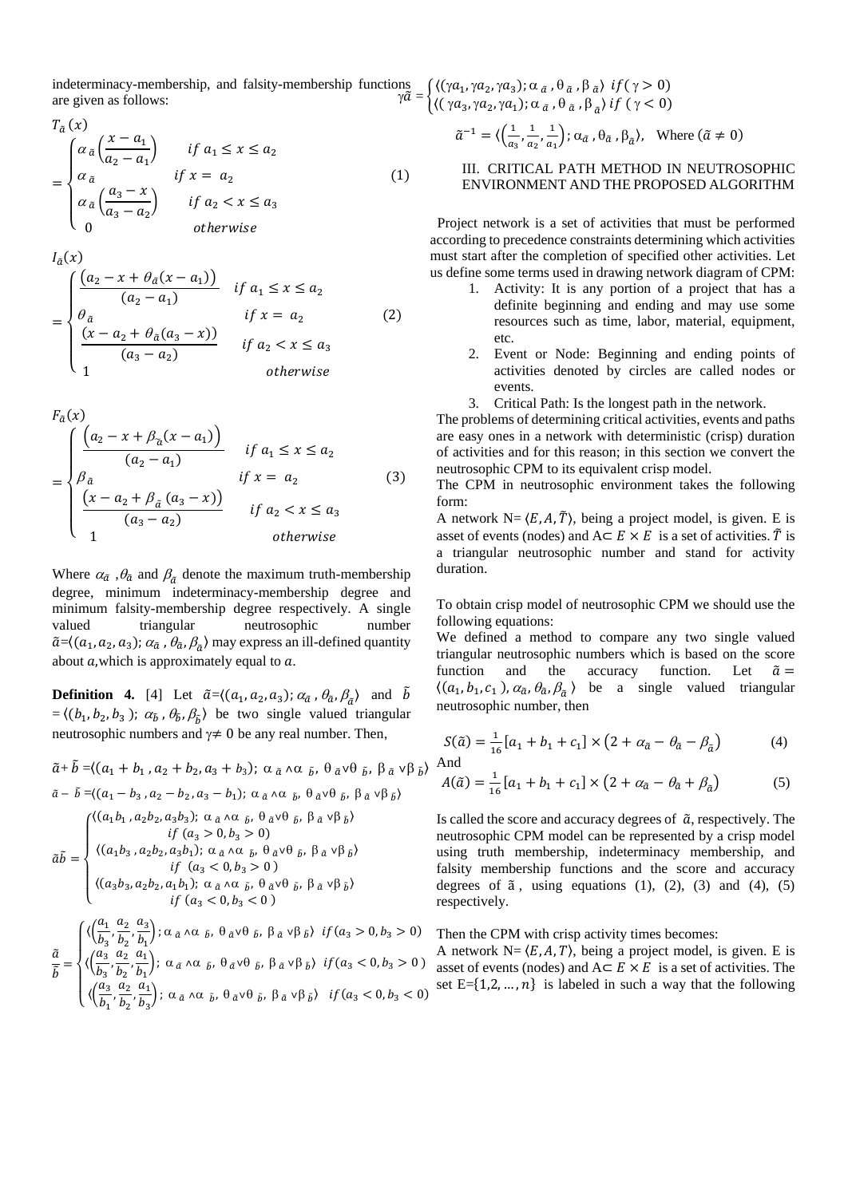indeterminacy-membership, and falsity-membership functions are given as follows:

$$T_{\tilde{a}}(x) = \begin{cases} \alpha_{\tilde{a}}\left(\frac{x-a_1}{a_2-a_1}\right) & if\ a_1 \le x \le a_2 \\ \alpha_{\tilde{a}} & if\ x = a_2 \\ \alpha_{\tilde{a}}\left(\frac{a_3-x}{a_3-a_2}\right) & if\ a_2 < x \le a_3 \\ 0 & otherwise \end{cases} \quad (1)$$

$$I_{\tilde{a}}(x) = \begin{cases} \frac{(a_2 - x + \theta_{\tilde{a}}(x-a_1))}{(a_2-a_1)} & if\ a_1 \le x \le a_2 \\ \theta_{\tilde{a}} & if\ x = a_2 \\ \frac{(x - a_2 + \theta_{\tilde{a}}(a_3-x))}{(a_3-a_2)} & if\ a_2 < x \le a_3 \\ 1 & otherwise \end{cases} \quad (2)$$

$$F_{\tilde{a}}(x) = \begin{cases} \frac{(a_2 - x + \beta_{\tilde{a}}(x-a_1))}{(a_2-a_1)} & if\ a_1 \le x \le a_2 \\ \beta_{\tilde{a}} & if\ x = a_2 \\ \frac{(x - a_2 + \beta_{\tilde{a}}(a_3-x))}{(a_3-a_2)} & if\ a_2 < x \le a_3 \\ 1 & otherwise \end{cases} \quad (3)$$

Where $\alpha_{\tilde{a}}$, $\theta_{\tilde{a}}$ and $\beta_{\tilde{a}}$ denote the maximum truth-membership degree, minimum indeterminacy-membership degree and minimum falsity-membership degree respectively. A single valued triangular neutrosophic number $\tilde{a}$=$\langle(a_1, a_2, a_3); \alpha_{\tilde{a}}, \theta_{\tilde{a}}, \beta_{\tilde{a}}\rangle$ may express an ill-defined quantity about $a$, which is approximately equal to $a$.

**Definition 4.** [4] Let $\tilde{a}$=$\langle(a_1, a_2, a_3); \alpha_{\tilde{a}}, \theta_{\tilde{a}}, \beta_{\tilde{a}}\rangle$ and $\tilde{b}$ = $\langle(b_1, b_2, b_3); \alpha_{\tilde{b}}, \theta_{\tilde{b}}, \beta_{\tilde{b}}\rangle$ be two single valued triangular neutrosophic numbers and $\gamma \neq 0$ be any real number. Then,

$$\tilde{a}+\tilde{b} = \langle(a_1+b_1, a_2+b_2, a_3+b_3);\ \alpha_{\tilde{a}} \wedge \alpha_{\tilde{b}},\ \theta_{\tilde{a}} \vee \theta_{\tilde{b}},\ \beta_{\tilde{a}} \vee \beta_{\tilde{b}}\rangle$$

$$\tilde{a}-\tilde{b} = \langle(a_1-b_3, a_2-b_2, a_3-b_1);\ \alpha_{\tilde{a}} \wedge \alpha_{\tilde{b}},\ \theta_{\tilde{a}} \vee \theta_{\tilde{b}},\ \beta_{\tilde{a}} \vee \beta_{\tilde{b}}\rangle$$

$$\tilde{a}\tilde{b} = \begin{cases} \langle(a_1b_1, a_2b_2, a_3b_3);\ \alpha_{\tilde{a}} \wedge \alpha_{\tilde{b}},\ \theta_{\tilde{a}} \vee \theta_{\tilde{b}},\ \beta_{\tilde{a}} \vee \beta_{\tilde{b}}\rangle & if\ (a_3 > 0, b_3 > 0) \\ \langle(a_1b_3, a_2b_2, a_3b_1);\ \alpha_{\tilde{a}} \wedge \alpha_{\tilde{b}},\ \theta_{\tilde{a}} \vee \theta_{\tilde{b}},\ \beta_{\tilde{a}} \vee \beta_{\tilde{b}}\rangle & if\ (a_3 < 0, b_3 > 0) \\ \langle(a_3b_3, a_2b_2, a_1b_1);\ \alpha_{\tilde{a}} \wedge \alpha_{\tilde{b}},\ \theta_{\tilde{a}} \vee \theta_{\tilde{b}},\ \beta_{\tilde{a}} \vee \beta_{\tilde{b}}\rangle & if\ (a_3 < 0, b_3 < 0) \end{cases}$$

$$\frac{\tilde{a}}{\tilde{b}} = \begin{cases} \langle\left(\frac{a_1}{b_3}, \frac{a_2}{b_2}, \frac{a_3}{b_1}\right);\ \alpha_{\tilde{a}} \wedge \alpha_{\tilde{b}},\ \theta_{\tilde{a}} \vee \theta_{\tilde{b}},\ \beta_{\tilde{a}} \vee \beta_{\tilde{b}}\rangle & if (a_3 > 0, b_3 > 0) \\ \langle\left(\frac{a_3}{b_3}, \frac{a_2}{b_2}, \frac{a_1}{b_1}\right);\ \alpha_{\tilde{a}} \wedge \alpha_{\tilde{b}},\ \theta_{\tilde{a}} \vee \theta_{\tilde{b}},\ \beta_{\tilde{a}} \vee \beta_{\tilde{b}}\rangle & if (a_3 < 0, b_3 > 0) \\ \langle\left(\frac{a_3}{b_1}, \frac{a_2}{b_2}, \frac{a_1}{b_3}\right);\ \alpha_{\tilde{a}} \wedge \alpha_{\tilde{b}},\ \theta_{\tilde{a}} \vee \theta_{\tilde{b}},\ \beta_{\tilde{a}} \vee \beta_{\tilde{b}}\rangle & if (a_3 < 0, b_3 < 0) \end{cases}$$

$$\gamma\tilde{a} = \begin{cases} \langle(\gamma a_1, \gamma a_2, \gamma a_3);\ \alpha_{\tilde{a}}, \theta_{\tilde{a}}, \beta_{\tilde{a}}\rangle & if (\gamma > 0) \\ \langle(\gamma a_3, \gamma a_2, \gamma a_1);\ \alpha_{\tilde{a}}, \theta_{\tilde{a}}, \beta_{\tilde{a}}\rangle & if (\gamma < 0) \end{cases}$$

$$\tilde{a}^{-1} = \langle\left(\frac{1}{a_3}, \frac{1}{a_2}, \frac{1}{a_1}\right);\ \alpha_{\tilde{a}}, \theta_{\tilde{a}}, \beta_{\tilde{a}}\rangle, \quad \text{Where } (\tilde{a} \neq 0)$$

## III. CRITICAL PATH METHOD IN NEUTROSOPHIC ENVIRONMENT AND THE PROPOSED ALGORITHM

Project network is a set of activities that must be performed according to precedence constraints determining which activities must start after the completion of specified other activities. Let us define some terms used in drawing network diagram of CPM:

1. Activity: It is any portion of a project that has a definite beginning and ending and may use some resources such as time, labor, material, equipment, etc.
2. Event or Node: Beginning and ending points of activities denoted by circles are called nodes or events.
3. Critical Path: Is the longest path in the network.

The problems of determining critical activities, events and paths are easy ones in a network with deterministic (crisp) duration of activities and for this reason; in this section we convert the neutrosophic CPM to its equivalent crisp model.

The CPM in neutrosophic environment takes the following form:

A network N= $\langle E, A, \tilde{T}\rangle$, being a project model, is given. E is asset of events (nodes) and A$\subset E \times E$ is a set of activities. $\tilde{T}$ is a triangular neutrosophic number and stand for activity duration.

To obtain crisp model of neutrosophic CPM we should use the following equations:

We defined a method to compare any two single valued triangular neutrosophic numbers which is based on the score function and the accuracy function. Let $\tilde{a} = \langle(a_1, b_1, c_1), \alpha_{\tilde{a}}, \theta_{\tilde{a}}, \beta_{\tilde{a}}\rangle$ be a single valued triangular neutrosophic number, then

$$S(\tilde{a}) = \frac{1}{16}[a_1 + b_1 + c_1] \times (2 + \alpha_{\tilde{a}} - \theta_{\tilde{a}} - \beta_{\tilde{a}}) \quad (4)$$

And

$$A(\tilde{a}) = \frac{1}{16}[a_1 + b_1 + c_1] \times (2 + \alpha_{\tilde{a}} - \theta_{\tilde{a}} + \beta_{\tilde{a}}) \quad (5)$$

Is called the score and accuracy degrees of $\tilde{a}$, respectively. The neutrosophic CPM model can be represented by a crisp model using truth membership, indeterminacy membership, and falsity membership functions and the score and accuracy degrees of $\tilde{a}$, using equations (1), (2), (3) and (4), (5) respectively.

Then the CPM with crisp activity times becomes:

A network N= $\langle E, A, T\rangle$, being a project model, is given. E is asset of events (nodes) and A$\subset E \times E$ is a set of activities. The set E=$\{1,2, \dots, n\}$ is labeled in such a way that the following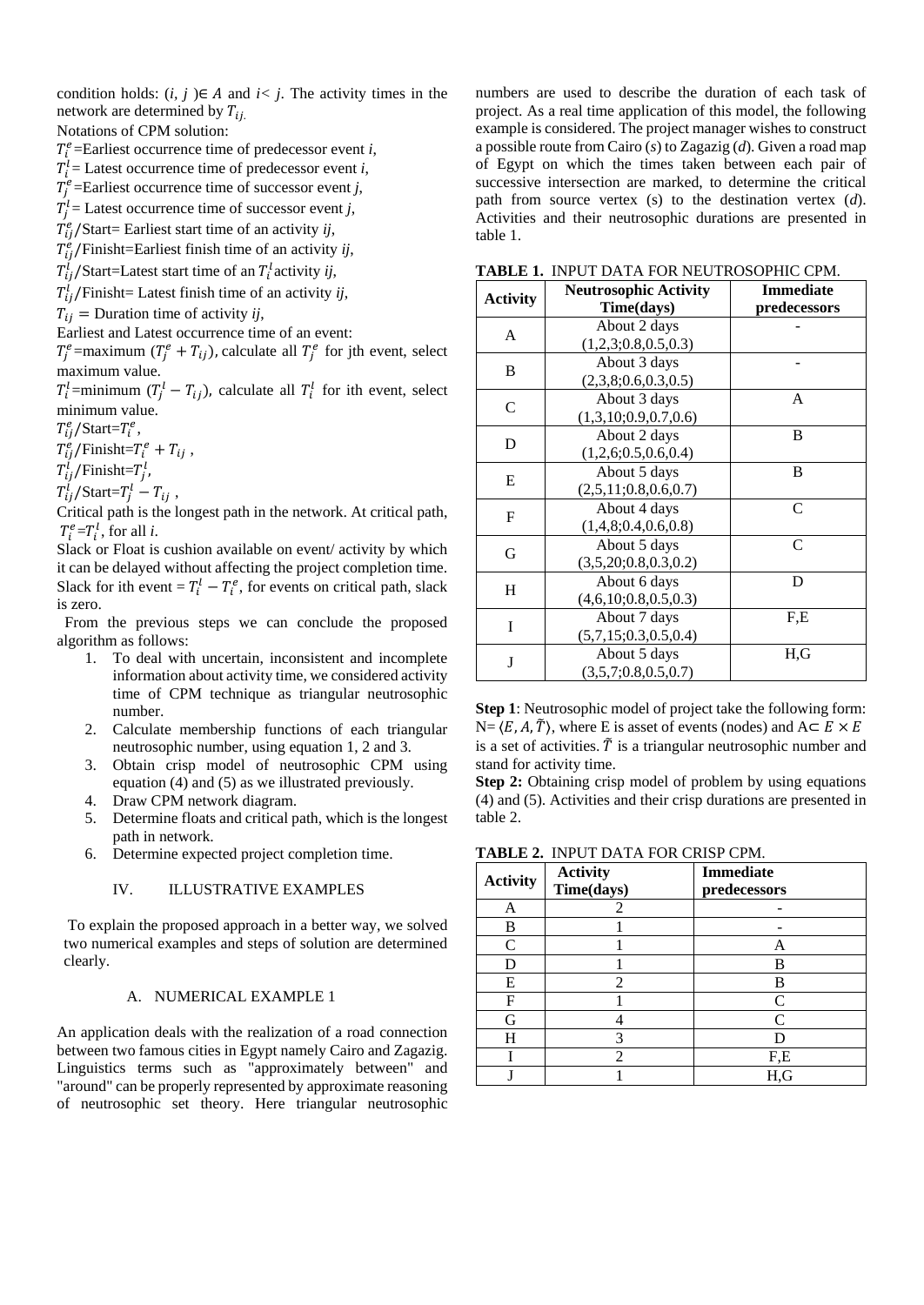condition holds: $(i, j) \in A$ and $i < j$. The activity times in the network are determined by $T_{ij}$.

Notations of CPM solution:

$T_i^e$=Earliest occurrence time of predecessor event $i$,

$T_i^l$= Latest occurrence time of predecessor event $i$,

$T_j^e$=Earliest occurrence time of successor event $j$,

$T_j^l$= Latest occurrence time of successor event $j$,

$T_{ij}^e$/Start= Earliest start time of an activity $ij$,

$T_{ij}^e$/Finisht=Earliest finish time of an activity $ij$,

$T_{ij}^l$/Start=Latest start time of an $T_i^l$activity $ij$,

$T_{ij}^l$/Finisht= Latest finish time of an activity $ij$,

$T_{ij}$ = Duration time of activity $ij$,

Earliest and Latest occurrence time of an event:

$T_j^e$=maximum $(T_j^e + T_{ij})$, calculate all $T_j^e$ for jth event, select maximum value.

$T_i^l$=minimum $(T_j^l - T_{ij})$, calculate all $T_i^l$ for ith event, select minimum value.

$T_{ij}^e$/Start=$T_i^e$,

$T_{ij}^e$/Finisht=$T_i^e + T_{ij}$ ,

$T_{ij}^l$/Finisht=$T_j^l$,

$T_{ij}^l$/Start=$T_j^l - T_{ij}$ ,

Critical path is the longest path in the network. At critical path, $T_i^e$=$T_i^l$, for all $i$.

Slack or Float is cushion available on event/ activity by which it can be delayed without affecting the project completion time. Slack for ith event = $T_i^l - T_i^e$, for events on critical path, slack is zero.

From the previous steps we can conclude the proposed algorithm as follows:

1. To deal with uncertain, inconsistent and incomplete information about activity time, we considered activity time of CPM technique as triangular neutrosophic number.
2. Calculate membership functions of each triangular neutrosophic number, using equation 1, 2 and 3.
3. Obtain crisp model of neutrosophic CPM using equation (4) and (5) as we illustrated previously.
4. Draw CPM network diagram.
5. Determine floats and critical path, which is the longest path in network.
6. Determine expected project completion time.

## IV. ILLUSTRATIVE EXAMPLES

To explain the proposed approach in a better way, we solved two numerical examples and steps of solution are determined clearly.

### A. NUMERICAL EXAMPLE 1

An application deals with the realization of a road connection between two famous cities in Egypt namely Cairo and Zagazig. Linguistics terms such as "approximately between" and "around" can be properly represented by approximate reasoning of neutrosophic set theory. Here triangular neutrosophic numbers are used to describe the duration of each task of project. As a real time application of this model, the following example is considered. The project manager wishes to construct a possible route from Cairo ($s$) to Zagazig ($d$). Given a road map of Egypt on which the times taken between each pair of successive intersection are marked, to determine the critical path from source vertex (s) to the destination vertex ($d$). Activities and their neutrosophic durations are presented in table 1.

**TABLE 1.** INPUT DATA FOR NEUTROSOPHIC CPM.

| Activity | Neutrosophic Activity Time(days) | Immediate predecessors |
|---|---|---|
| A | About 2 days (1,2,3;0.8,0.5,0.3) | - |
| B | About 3 days (2,3,8;0.6,0.3,0.5) | - |
| C | About 3 days (1,3,10;0.9,0.7,0.6) | A |
| D | About 2 days (1,2,6;0.5,0.6,0.4) | B |
| E | About 5 days (2,5,11;0.8,0.6,0.7) | B |
| F | About 4 days (1,4,8;0.4,0.6,0.8) | C |
| G | About 5 days (3,5,20;0.8,0.3,0.2) | C |
| H | About 6 days (4,6,10;0.8,0.5,0.3) | D |
| I | About 7 days (5,7,15;0.3,0.5,0.4) | F,E |
| J | About 5 days (3,5,7;0.8,0.5,0.7) | H,G |

**Step 1**: Neutrosophic model of project take the following form: N= $\langle E, A, \tilde{T} \rangle$, where E is asset of events (nodes) and A$\subset E \times E$ is a set of activities. $\tilde{T}$ is a triangular neutrosophic number and stand for activity time.

**Step 2:** Obtaining crisp model of problem by using equations (4) and (5). Activities and their crisp durations are presented in table 2.

**TABLE 2.** INPUT DATA FOR CRISP CPM.

| Activity | Activity Time(days) | Immediate predecessors |
|---|---|---|
| A | 2 | - |
| B | 1 | - |
| C | 1 | A |
| D | 1 | B |
| E | 2 | B |
| F | 1 | C |
| G | 4 | C |
| H | 3 | D |
| I | 2 | F,E |
| J | 1 | H,G |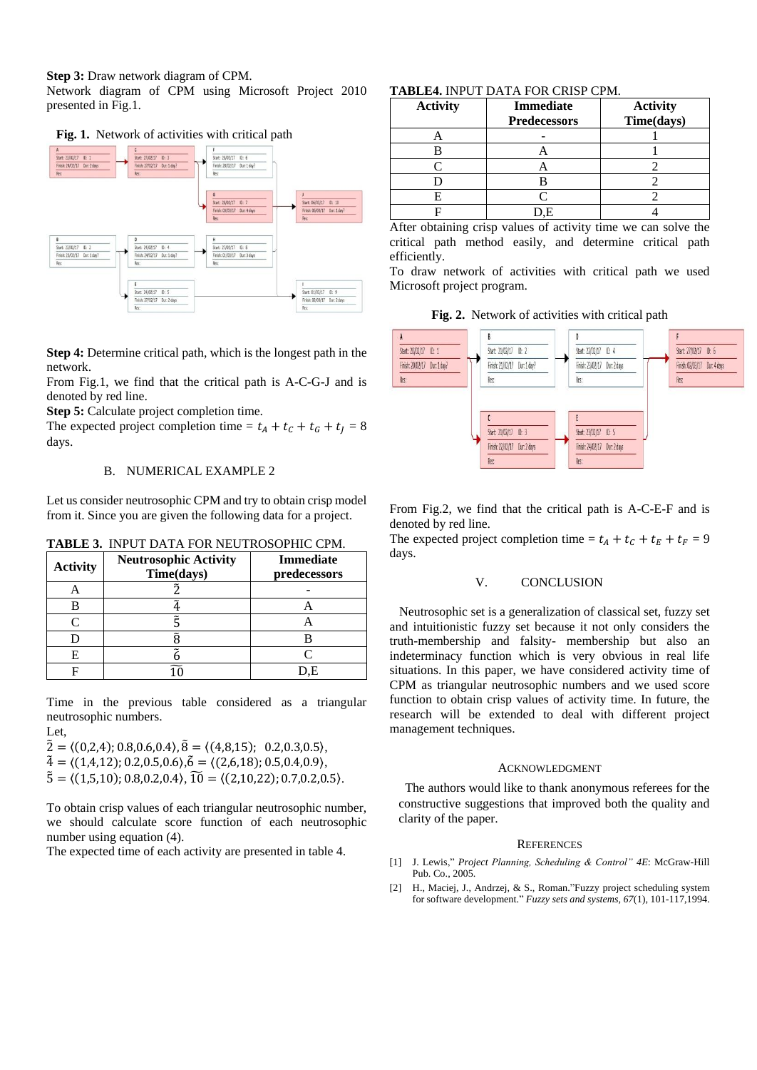**Step 3:** Draw network diagram of CPM.

Network diagram of CPM using Microsoft Project 2010 presented in Fig.1.

**Fig. 1.** Network of activities with critical path

**Step 4:** Determine critical path, which is the longest path in the network.

From Fig.1, we find that the critical path is A-C-G-J and is denoted by red line.

**Step 5:** Calculate project completion time.

The expected project completion time = $t_A + t_C + t_G + t_J$ = 8 days.

## B. NUMERICAL EXAMPLE 2

Let us consider neutrosophic CPM and try to obtain crisp model from it. Since you are given the following data for a project.

**TABLE 3.** INPUT DATA FOR NEUTROSOPHIC CPM.

| Activity | Neutrosophic Activity Time(days) | Immediate predecessors |
|---|---|---|
| A | $\tilde{2}$ | - |
| B | $\tilde{4}$ | A |
| C | $\tilde{5}$ | A |
| D | $\tilde{8}$ | B |
| E | $\tilde{6}$ | C |
| F | $\widetilde{10}$ | D,E |

Time in the previous table considered as a triangular neutrosophic numbers.

Let,

$\tilde{2} = \langle(0,2,4); 0.8,0.6,0.4\rangle, \tilde{8} = \langle(4,8,15);\ \ 0.2,0.3,0.5\rangle,$

$\tilde{4} = \langle(1,4,12); 0.2,0.5,0.6\rangle, \tilde{6} = \langle(2,6,18); 0.5,0.4,0.9\rangle,$

$\tilde{5} = \langle(1,5,10); 0.8,0.2,0.4\rangle, \widetilde{10} = \langle(2,10,22); 0.7,0.2,0.5\rangle.$

To obtain crisp values of each triangular neutrosophic number, we should calculate score function of each neutrosophic number using equation (4).

The expected time of each activity are presented in table 4.

**TABLE4.** INPUT DATA FOR CRISP CPM.

| Activity | Immediate Predecessors | Activity Time(days) |
|---|---|---|
| A | - | 1 |
| B | A | 1 |
| C | A | 2 |
| D | B | 2 |
| E | C | 2 |
| F | D,E | 4 |

After obtaining crisp values of activity time we can solve the critical path method easily, and determine critical path efficiently.

To draw network of activities with critical path we used Microsoft project program.

**Fig. 2.** Network of activities with critical path

From Fig.2, we find that the critical path is A-C-E-F and is denoted by red line.

The expected project completion time = $t_A + t_C + t_E + t_F$ = 9 days.

## V. CONCLUSION

Neutrosophic set is a generalization of classical set, fuzzy set and intuitionistic fuzzy set because it not only considers the truth-membership and falsity- membership but also an indeterminacy function which is very obvious in real life situations. In this paper, we have considered activity time of CPM as triangular neutrosophic numbers and we used score function to obtain crisp values of activity time. In future, the research will be extended to deal with different project management techniques.

## ACKNOWLEDGMENT

The authors would like to thank anonymous referees for the constructive suggestions that improved both the quality and clarity of the paper.

## REFERENCES

[1] J. Lewis," *Project Planning, Scheduling & Control" 4E*: McGraw-Hill Pub. Co., 2005.

[2] H., Maciej, J., Andrzej, & S., Roman."Fuzzy project scheduling system for software development." *Fuzzy sets and systems, 67*(1), 101-117,1994.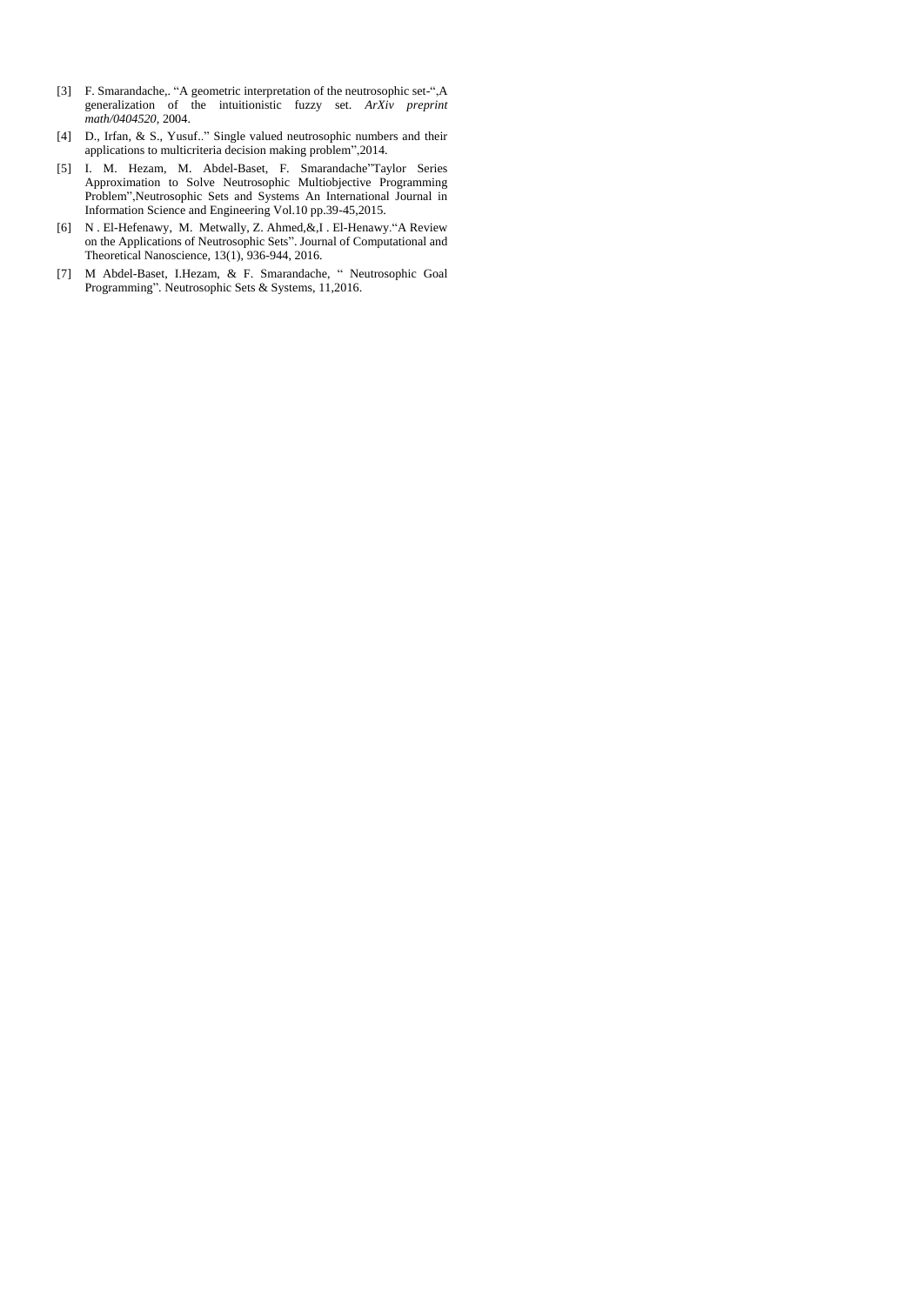[3] F. Smarandache,. "A geometric interpretation of the neutrosophic set-",A generalization of the intuitionistic fuzzy set. *ArXiv preprint math/0404520*, 2004.

[4] D., Irfan, & S., Yusuf.." Single valued neutrosophic numbers and their applications to multicriteria decision making problem",2014.

[5] I. M. Hezam, M. Abdel-Baset, F. Smarandache"Taylor Series Approximation to Solve Neutrosophic Multiobjective Programming Problem",Neutrosophic Sets and Systems An International Journal in Information Science and Engineering Vol.10 pp.39-45,2015.

[6] N . El-Hefenawy, M. Metwally, Z. Ahmed,&,I . El-Henawy."A Review on the Applications of Neutrosophic Sets". Journal of Computational and Theoretical Nanoscience, 13(1), 936-944, 2016.

[7] M Abdel-Baset, I.Hezam, & F. Smarandache, " Neutrosophic Goal Programming". Neutrosophic Sets & Systems, 11,2016.